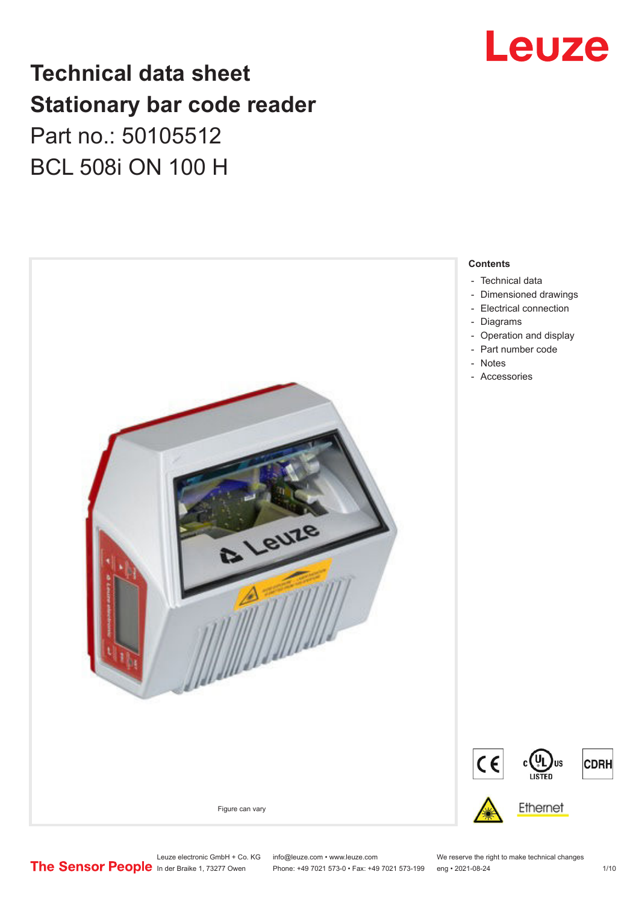# Technical data sheet
# Stationary bar code reader

Part no.: 50105512

BCL 508i ON 100 H

Figure can vary

**Contents**

- Technical data
- Dimensioned drawings
- Electrical connection
- Diagrams
- Operation and display
- Part number code
- Notes
- Accessories

Leuze electronic GmbH + Co. KG
In der Braike 1, 73277 Owen

info@leuze.com • www.leuze.com
Phone: +49 7021 573-0 • Fax: +49 7021 573-199

We reserve the right to make technical changes
eng • 2021-08-24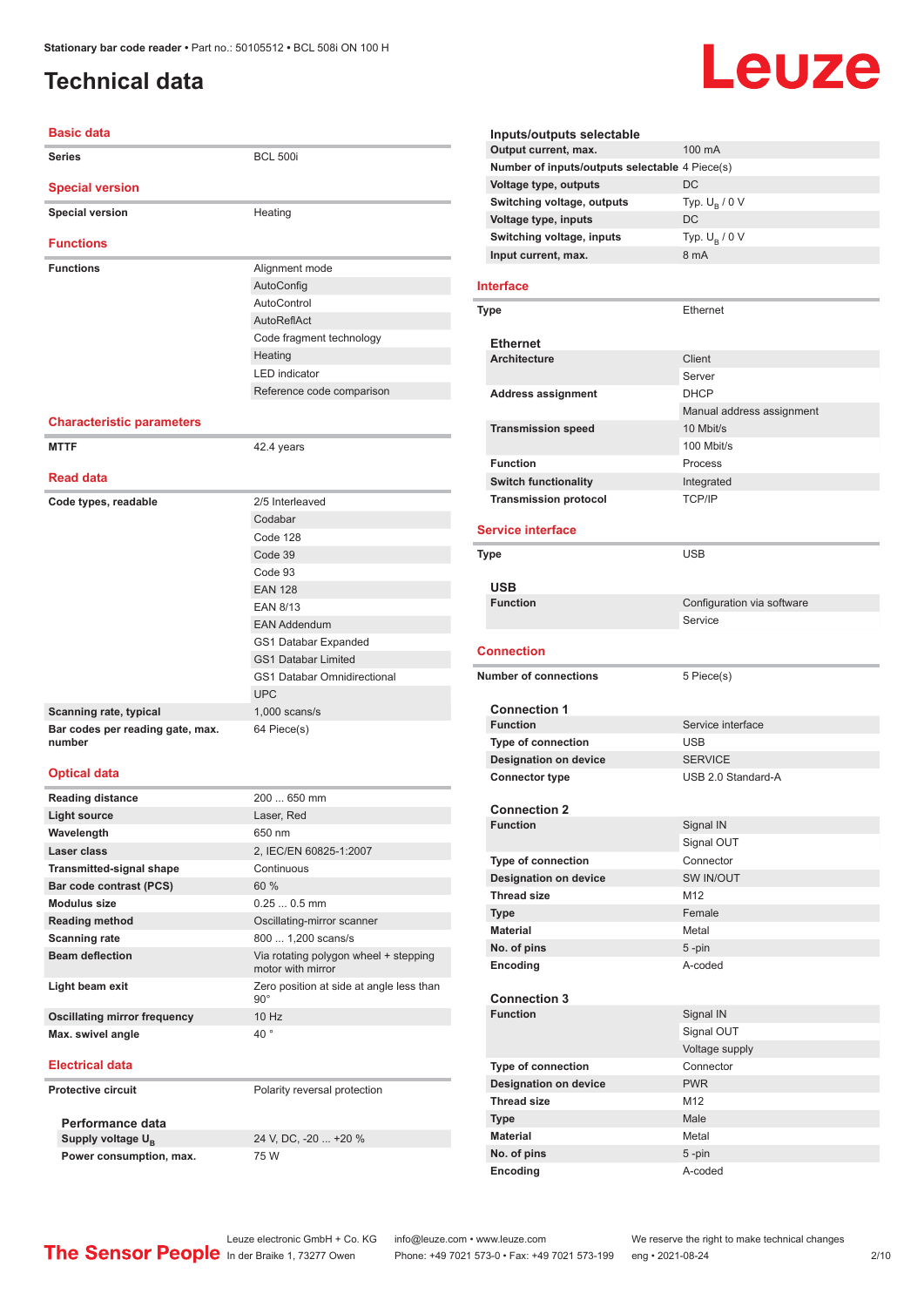# Technical data

## Basic data

| | |
|---|---|
| **Series** | BCL 500i |

## Special version

| | |
|---|---|
| **Special version** | Heating |

## Functions

| | |
|---|---|
| **Functions** | Alignment mode |
| | AutoConfig |
| | AutoControl |
| | AutoReflAct |
| | Code fragment technology |
| | Heating |
| | LED indicator |
| | Reference code comparison |

## Characteristic parameters

| | |
|---|---|
| **MTTF** | 42.4 years |

## Read data

| | |
|---|---|
| **Code types, readable** | 2/5 Interleaved |
| | Codabar |
| | Code 128 |
| | Code 39 |
| | Code 93 |
| | EAN 128 |
| | EAN 8/13 |
| | EAN Addendum |
| | GS1 Databar Expanded |
| | GS1 Databar Limited |
| | GS1 Databar Omnidirectional |
| | UPC |
| **Scanning rate, typical** | 1,000 scans/s |
| **Bar codes per reading gate, max. number** | 64 Piece(s) |

## Optical data

| | |
|---|---|
| **Reading distance** | 200 ... 650 mm |
| **Light source** | Laser, Red |
| **Wavelength** | 650 nm |
| **Laser class** | 2, IEC/EN 60825-1:2007 |
| **Transmitted-signal shape** | Continuous |
| **Bar code contrast (PCS)** | 60 % |
| **Modulus size** | 0.25 ... 0.5 mm |
| **Reading method** | Oscillating-mirror scanner |
| **Scanning rate** | 800 ... 1,200 scans/s |
| **Beam deflection** | Via rotating polygon wheel + stepping motor with mirror |
| **Light beam exit** | Zero position at side at angle less than 90° |
| **Oscillating mirror frequency** | 10 Hz |
| **Max. swivel angle** | 40 ° |

## Electrical data

| | |
|---|---|
| **Protective circuit** | Polarity reversal protection |

### Performance data

| | |
|---|---|
| **Supply voltage $U_B$** | 24 V, DC, -20 ... +20 % |
| **Power consumption, max.** | 75 W |

### Inputs/outputs selectable

| | |
|---|---|
| **Output current, max.** | 100 mA |
| **Number of inputs/outputs selectable** | 4 Piece(s) |
| **Voltage type, outputs** | DC |
| **Switching voltage, outputs** | Typ. $U_B$ / 0 V |
| **Voltage type, inputs** | DC |
| **Switching voltage, inputs** | Typ. $U_B$ / 0 V |
| **Input current, max.** | 8 mA |

## Interface

| | |
|---|---|
| **Type** | Ethernet |

### Ethernet

| | |
|---|---|
| **Architecture** | Client |
| | Server |
| **Address assignment** | DHCP |
| | Manual address assignment |
| **Transmission speed** | 10 Mbit/s |
| | 100 Mbit/s |
| **Function** | Process |
| **Switch functionality** | Integrated |
| **Transmission protocol** | TCP/IP |

## Service interface

| | |
|---|---|
| **Type** | USB |

### USB

| | |
|---|---|
| **Function** | Configuration via software |
| | Service |

## Connection

| | |
|---|---|
| **Number of connections** | 5 Piece(s) |

### Connection 1

| | |
|---|---|
| **Function** | Service interface |
| **Type of connection** | USB |
| **Designation on device** | SERVICE |
| **Connector type** | USB 2.0 Standard-A |

### Connection 2

| | |
|---|---|
| **Function** | Signal IN |
| | Signal OUT |
| **Type of connection** | Connector |
| **Designation on device** | SW IN/OUT |
| **Thread size** | M12 |
| **Type** | Female |
| **Material** | Metal |
| **No. of pins** | 5 -pin |
| **Encoding** | A-coded |

### Connection 3

| | |
|---|---|
| **Function** | Signal IN |
| | Signal OUT |
| | Voltage supply |
| **Type of connection** | Connector |
| **Designation on device** | PWR |
| **Thread size** | M12 |
| **Type** | Male |
| **Material** | Metal |
| **No. of pins** | 5 -pin |
| **Encoding** | A-coded |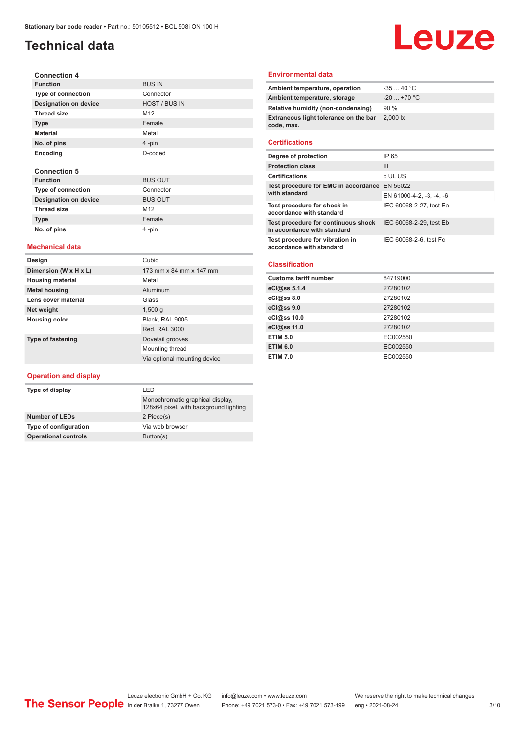# Technical data

### Connection 4

| | |
|---|---|
| **Function** | BUS IN |
| **Type of connection** | Connector |
| **Designation on device** | HOST / BUS IN |
| **Thread size** | M12 |
| **Type** | Female |
| **Material** | Metal |
| **No. of pins** | 4 -pin |
| **Encoding** | D-coded |

### Connection 5

| | |
|---|---|
| **Function** | BUS OUT |
| **Type of connection** | Connector |
| **Designation on device** | BUS OUT |
| **Thread size** | M12 |
| **Type** | Female |
| **No. of pins** | 4 -pin |

## Mechanical data

| | |
|---|---|
| **Design** | Cubic |
| **Dimension (W x H x L)** | 173 mm x 84 mm x 147 mm |
| **Housing material** | Metal |
| **Metal housing** | Aluminum |
| **Lens cover material** | Glass |
| **Net weight** | 1,500 g |
| **Housing color** | Black, RAL 9005 |
| | Red, RAL 3000 |
| **Type of fastening** | Dovetail grooves |
| | Mounting thread |
| | Via optional mounting device |

## Operation and display

| | |
|---|---|
| **Type of display** | LED |
| | Monochromatic graphical display, 128x64 pixel, with background lighting |
| **Number of LEDs** | 2 Piece(s) |
| **Type of configuration** | Via web browser |
| **Operational controls** | Button(s) |

## Environmental data

| | |
|---|---|
| **Ambient temperature, operation** | -35 ... 40 °C |
| **Ambient temperature, storage** | -20 ... +70 °C |
| **Relative humidity (non-condensing)** | 90 % |
| **Extraneous light tolerance on the bar code, max.** | 2,000 lx |

## Certifications

| | |
|---|---|
| **Degree of protection** | IP 65 |
| **Protection class** | III |
| **Certifications** | c UL US |
| **Test procedure for EMC in accordance with standard** | EN 55022 |
| | EN 61000-4-2, -3, -4, -6 |
| **Test procedure for shock in accordance with standard** | IEC 60068-2-27, test Ea |
| **Test procedure for continuous shock in accordance with standard** | IEC 60068-2-29, test Eb |
| **Test procedure for vibration in accordance with standard** | IEC 60068-2-6, test Fc |

## Classification

| | |
|---|---|
| **Customs tariff number** | 84719000 |
| **eCl@ss 5.1.4** | 27280102 |
| **eCl@ss 8.0** | 27280102 |
| **eCl@ss 9.0** | 27280102 |
| **eCl@ss 10.0** | 27280102 |
| **eCl@ss 11.0** | 27280102 |
| **ETIM 5.0** | EC002550 |
| **ETIM 6.0** | EC002550 |
| **ETIM 7.0** | EC002550 |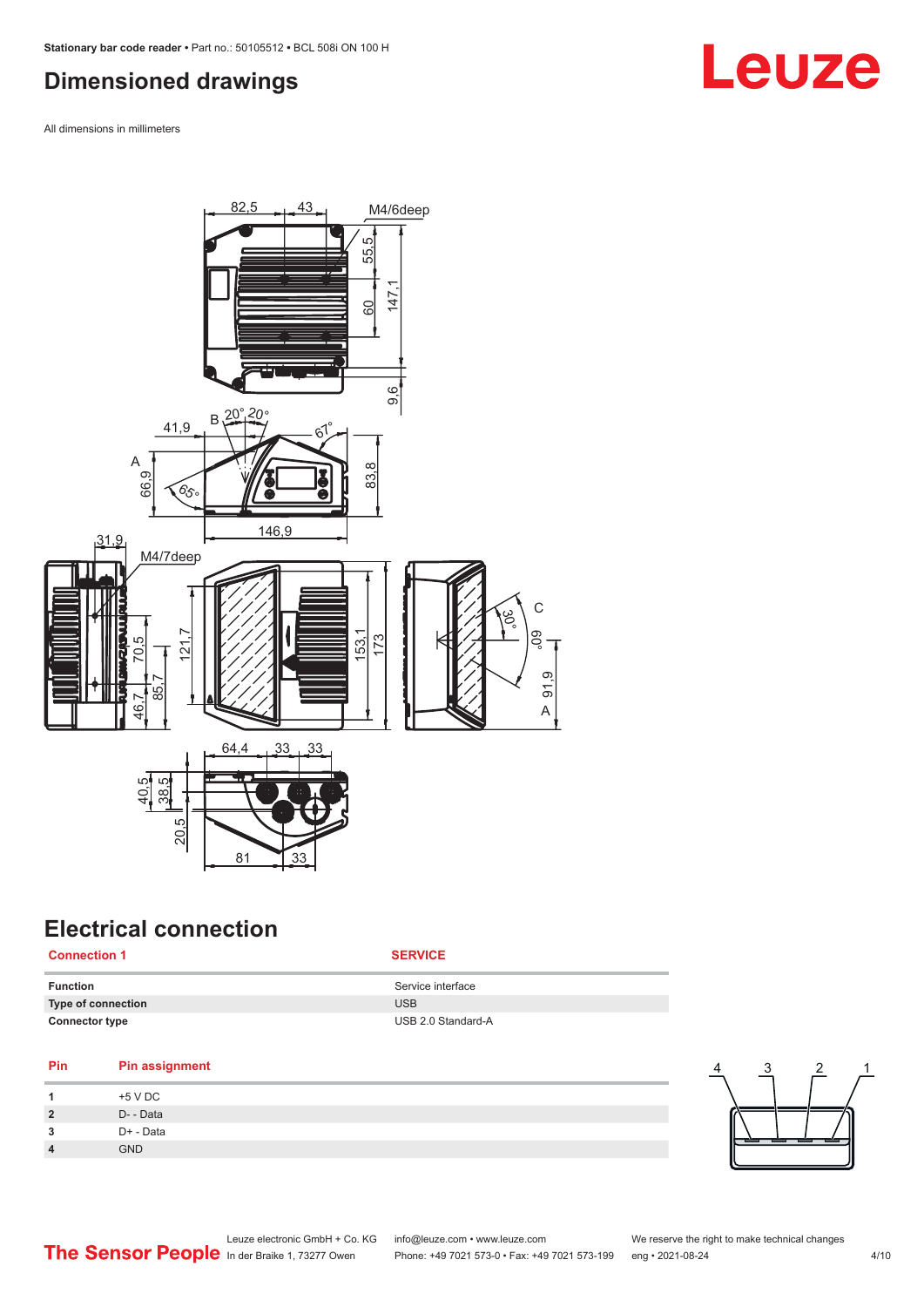## Dimensioned drawings

All dimensions in millimeters

## Electrical connection

| Connection 1 | SERVICE |
|---|---|
| **Function** | Service interface |
| **Type of connection** | USB |
| **Connector type** | USB 2.0 Standard-A |

| Pin | Pin assignment |
|---|---|
| **1** | +5 V DC |
| **2** | D- - Data |
| **3** | D+ - Data |
| **4** | GND |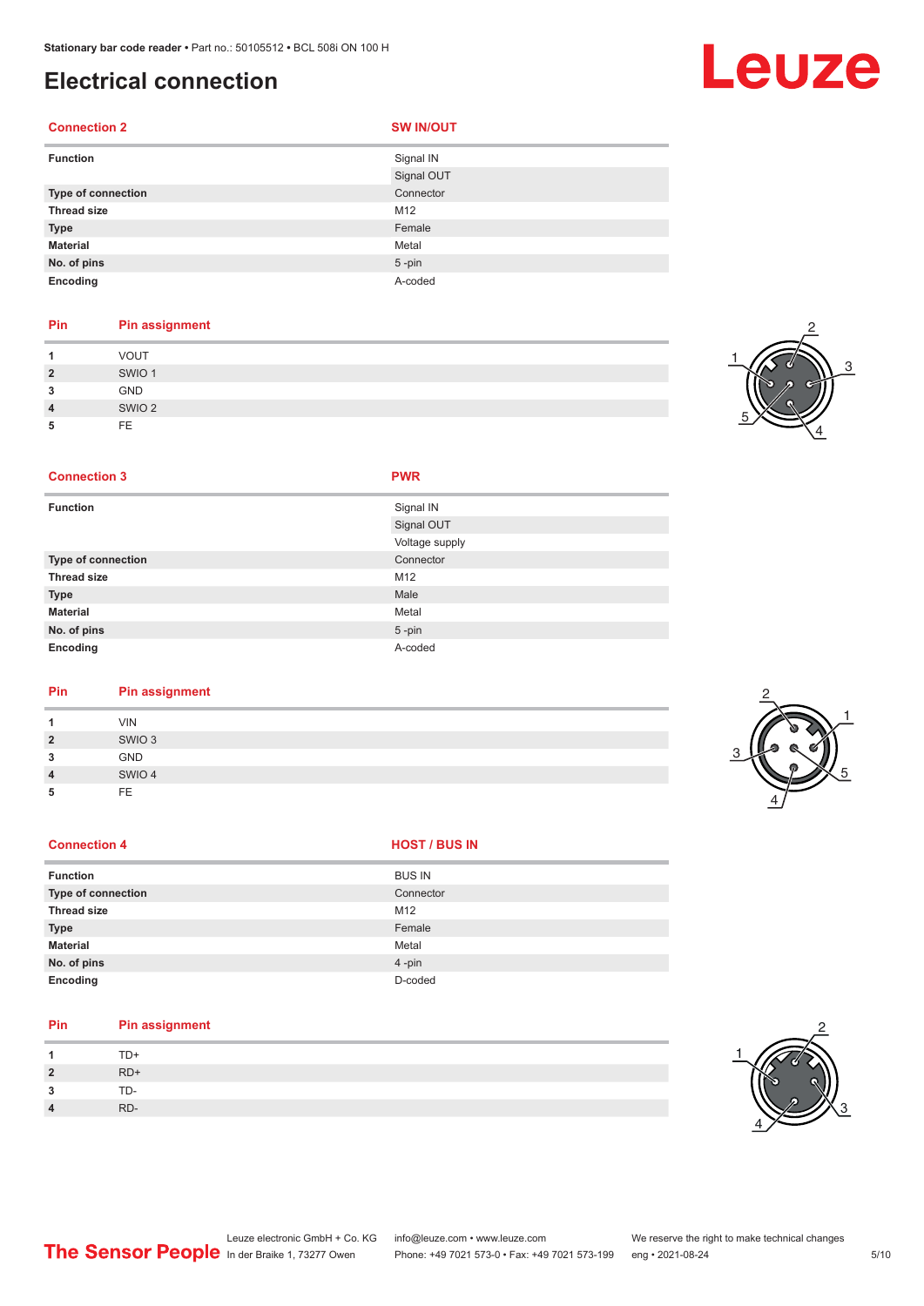# Electrical connection

| Connection 2 | SW IN/OUT |
|---|---|
| **Function** | Signal IN |
| | Signal OUT |
| **Type of connection** | Connector |
| **Thread size** | M12 |
| **Type** | Female |
| **Material** | Metal |
| **No. of pins** | 5 -pin |
| **Encoding** | A-coded |

| Pin | Pin assignment |
|---|---|
| **1** | VOUT |
| **2** | SWIO 1 |
| **3** | GND |
| **4** | SWIO 2 |
| **5** | FE |

| Connection 3 | PWR |
|---|---|
| **Function** | Signal IN |
| | Signal OUT |
| | Voltage supply |
| **Type of connection** | Connector |
| **Thread size** | M12 |
| **Type** | Male |
| **Material** | Metal |
| **No. of pins** | 5 -pin |
| **Encoding** | A-coded |

| Pin | Pin assignment |
|---|---|
| **1** | VIN |
| **2** | SWIO 3 |
| **3** | GND |
| **4** | SWIO 4 |
| **5** | FE |

| Connection 4 | HOST / BUS IN |
|---|---|
| **Function** | BUS IN |
| **Type of connection** | Connector |
| **Thread size** | M12 |
| **Type** | Female |
| **Material** | Metal |
| **No. of pins** | 4 -pin |
| **Encoding** | D-coded |

| Pin | Pin assignment |
|---|---|
| **1** | TD+ |
| **2** | RD+ |
| **3** | TD- |
| **4** | RD- |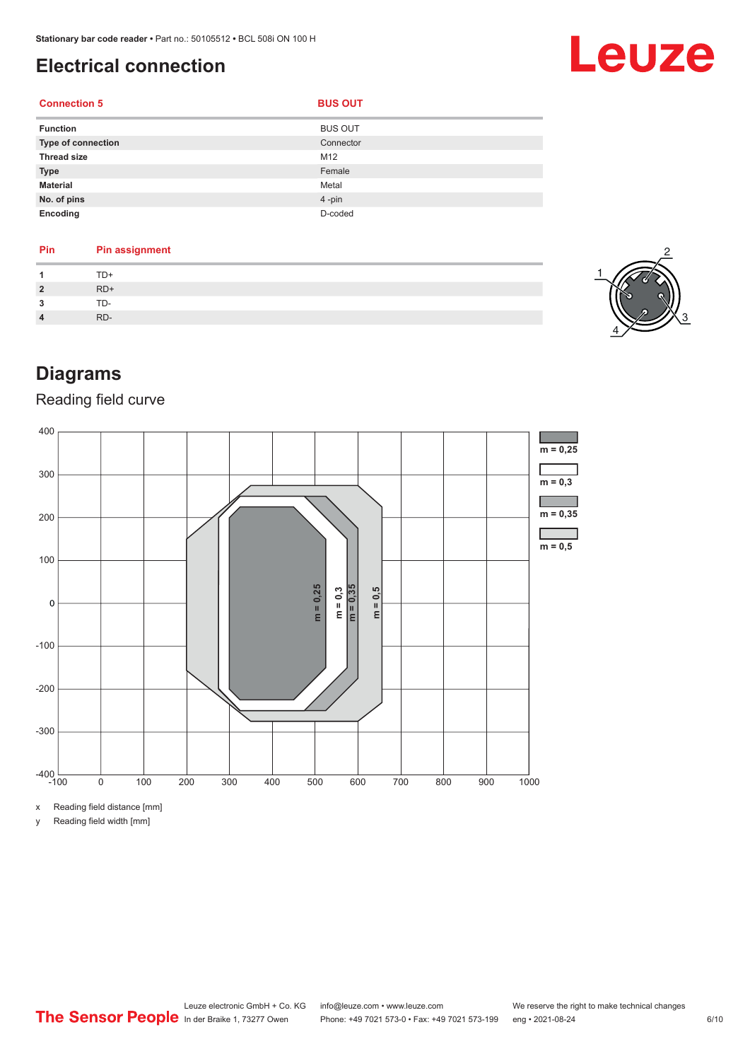## Electrical connection

| Connection 5 | BUS OUT |
|---|---|
| **Function** | BUS OUT |
| **Type of connection** | Connector |
| **Thread size** | M12 |
| **Type** | Female |
| **Material** | Metal |
| **No. of pins** | 4 -pin |
| **Encoding** | D-coded |

| Pin | Pin assignment |
|---|---|
| **1** | TD+ |
| **2** | RD+ |
| **3** | TD- |
| **4** | RD- |

## Diagrams

### Reading field curve

x Reading field distance [mm]

y Reading field width [mm]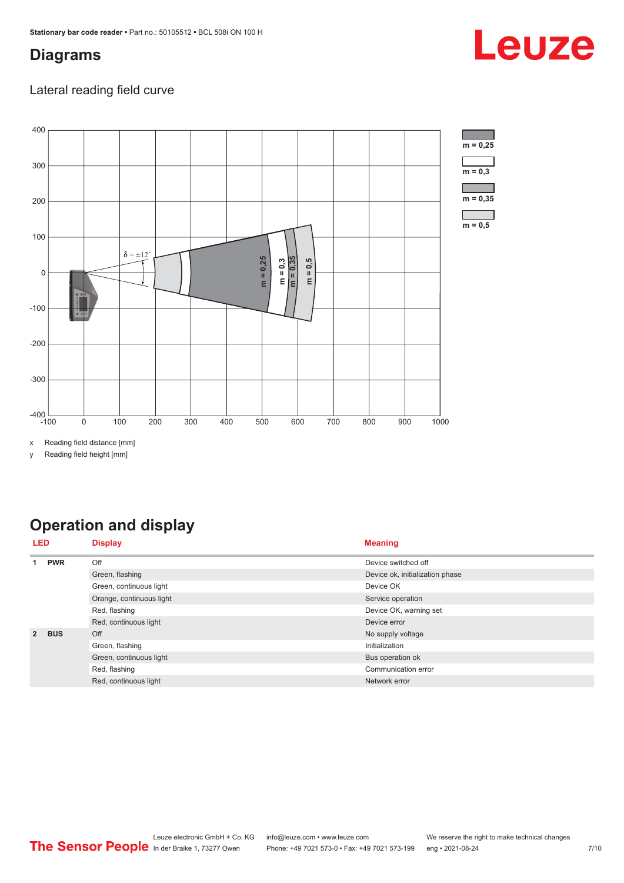## Diagrams

### Lateral reading field curve

x Reading field distance [mm]

y Reading field height [mm]

## Operation and display

| LED | | Display | Meaning |
|---|---|---|---|
| 1 | PWR | Off | Device switched off |
| | | Green, flashing | Device ok, initialization phase |
| | | Green, continuous light | Device OK |
| | | Orange, continuous light | Service operation |
| | | Red, flashing | Device OK, warning set |
| | | Red, continuous light | Device error |
| 2 | BUS | Off | No supply voltage |
| | | Green, flashing | Initialization |
| | | Green, continuous light | Bus operation ok |
| | | Red, flashing | Communication error |
| | | Red, continuous light | Network error |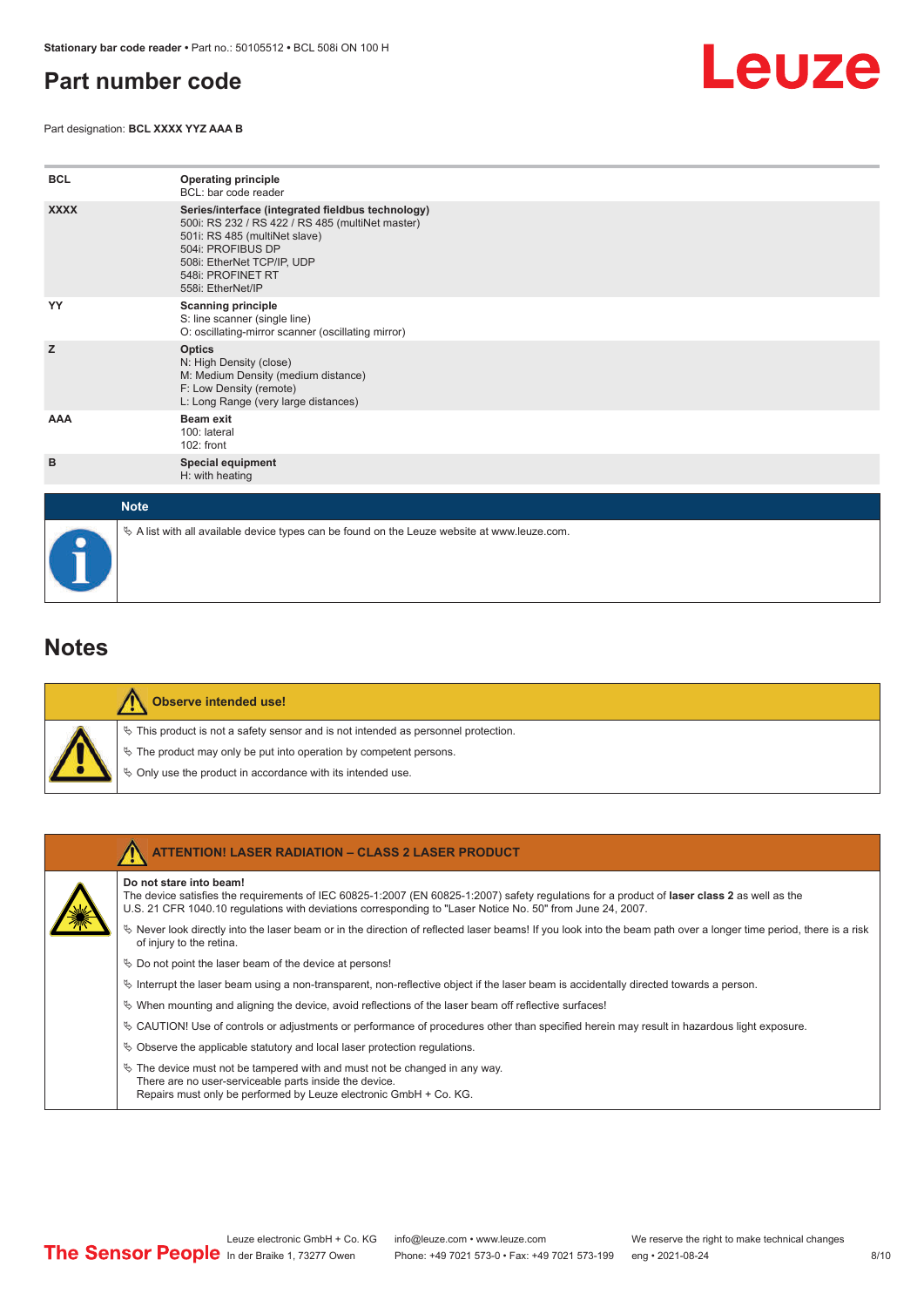## Part number code

Part designation: **BCL XXXX YYZ AAA B**

| | |
|---|---|
| **BCL** | **Operating principle**<br>BCL: bar code reader |
| **XXXX** | **Series/interface (integrated fieldbus technology)**<br>500i: RS 232 / RS 422 / RS 485 (multiNet master)<br>501i: RS 485 (multiNet slave)<br>504i: PROFIBUS DP<br>508i: EtherNet TCP/IP, UDP<br>548i: PROFINET RT<br>558i: EtherNet/IP |
| **YY** | **Scanning principle**<br>S: line scanner (single line)<br>O: oscillating-mirror scanner (oscillating mirror) |
| **Z** | **Optics**<br>N: High Density (close)<br>M: Medium Density (medium distance)<br>F: Low Density (remote)<br>L: Long Range (very large distances) |
| **AAA** | **Beam exit**<br>100: lateral<br>102: front |
| **B** | **Special equipment**<br>H: with heating |

**Note**

- A list with all available device types can be found on the Leuze website at www.leuze.com.

## Notes

**Observe intended use!**

- This product is not a safety sensor and is not intended as personnel protection.
- The product may only be put into operation by competent persons.
- Only use the product in accordance with its intended use.

**ATTENTION! LASER RADIATION – CLASS 2 LASER PRODUCT**

**Do not stare into beam!**
The device satisfies the requirements of IEC 60825-1:2007 (EN 60825-1:2007) safety regulations for a product of **laser class 2** as well as the U.S. 21 CFR 1040.10 regulations with deviations corresponding to "Laser Notice No. 50" from June 24, 2007.

- Never look directly into the laser beam or in the direction of reflected laser beams! If you look into the beam path over a longer time period, there is a risk of injury to the retina.
- Do not point the laser beam of the device at persons!
- Interrupt the laser beam using a non-transparent, non-reflective object if the laser beam is accidentally directed towards a person.
- When mounting and aligning the device, avoid reflections of the laser beam off reflective surfaces!
- CAUTION! Use of controls or adjustments or performance of procedures other than specified herein may result in hazardous light exposure.
- Observe the applicable statutory and local laser protection regulations.
- The device must not be tampered with and must not be changed in any way.
  There are no user-serviceable parts inside the device.
  Repairs must only be performed by Leuze electronic GmbH + Co. KG.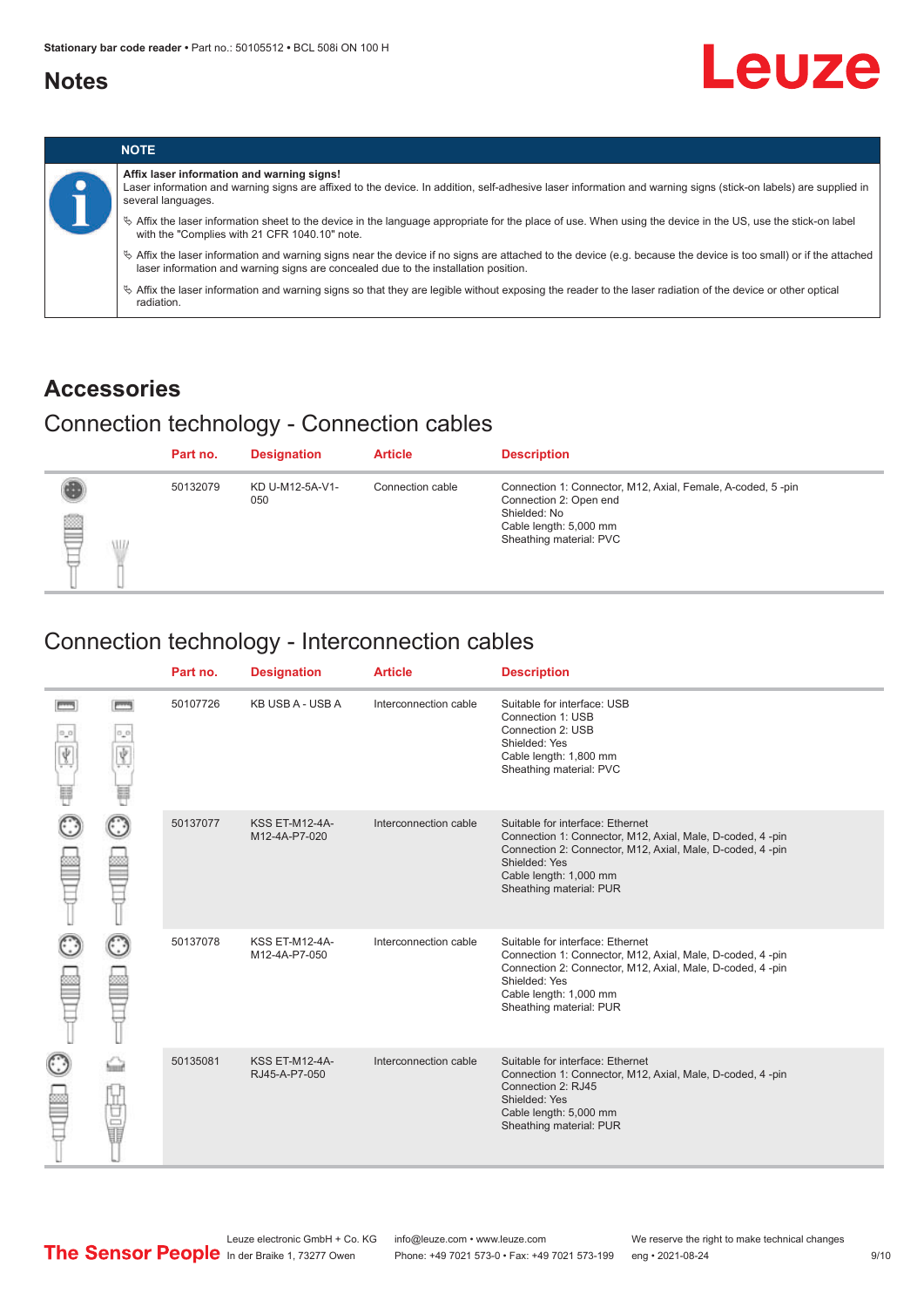# Notes

**NOTE**

**Affix laser information and warning signs!**
Laser information and warning signs are affixed to the device. In addition, self-adhesive laser information and warning signs (stick-on labels) are supplied in several languages.

- ✎ Affix the laser information sheet to the device in the language appropriate for the place of use. When using the device in the US, use the stick-on label with the "Complies with 21 CFR 1040.10" note.
- ✎ Affix the laser information and warning signs near the device if no signs are attached to the device (e.g. because the device is too small) or if the attached laser information and warning signs are concealed due to the installation position.
- ✎ Affix the laser information and warning signs so that they are legible without exposing the reader to the laser radiation of the device or other optical radiation.

# Accessories

## Connection technology - Connection cables

| Part no. | Designation | Article | Description |
|---|---|---|---|
| 50132079 | KD U-M12-5A-V1-050 | Connection cable | Connection 1: Connector, M12, Axial, Female, A-coded, 5 -pin<br>Connection 2: Open end<br>Shielded: No<br>Cable length: 5,000 mm<br>Sheathing material: PVC |

## Connection technology - Interconnection cables

| Part no. | Designation | Article | Description |
|---|---|---|---|
| 50107726 | KB USB A - USB A | Interconnection cable | Suitable for interface: USB<br>Connection 1: USB<br>Connection 2: USB<br>Shielded: Yes<br>Cable length: 1,800 mm<br>Sheathing material: PVC |
| 50137077 | KSS ET-M12-4A-M12-4A-P7-020 | Interconnection cable | Suitable for interface: Ethernet<br>Connection 1: Connector, M12, Axial, Male, D-coded, 4 -pin<br>Connection 2: Connector, M12, Axial, Male, D-coded, 4 -pin<br>Shielded: Yes<br>Cable length: 1,000 mm<br>Sheathing material: PUR |
| 50137078 | KSS ET-M12-4A-M12-4A-P7-050 | Interconnection cable | Suitable for interface: Ethernet<br>Connection 1: Connector, M12, Axial, Male, D-coded, 4 -pin<br>Connection 2: Connector, M12, Axial, Male, D-coded, 4 -pin<br>Shielded: Yes<br>Cable length: 1,000 mm<br>Sheathing material: PUR |
| 50135081 | KSS ET-M12-4A-RJ45-A-P7-050 | Interconnection cable | Suitable for interface: Ethernet<br>Connection 1: Connector, M12, Axial, Male, D-coded, 4 -pin<br>Connection 2: RJ45<br>Shielded: Yes<br>Cable length: 5,000 mm<br>Sheathing material: PUR |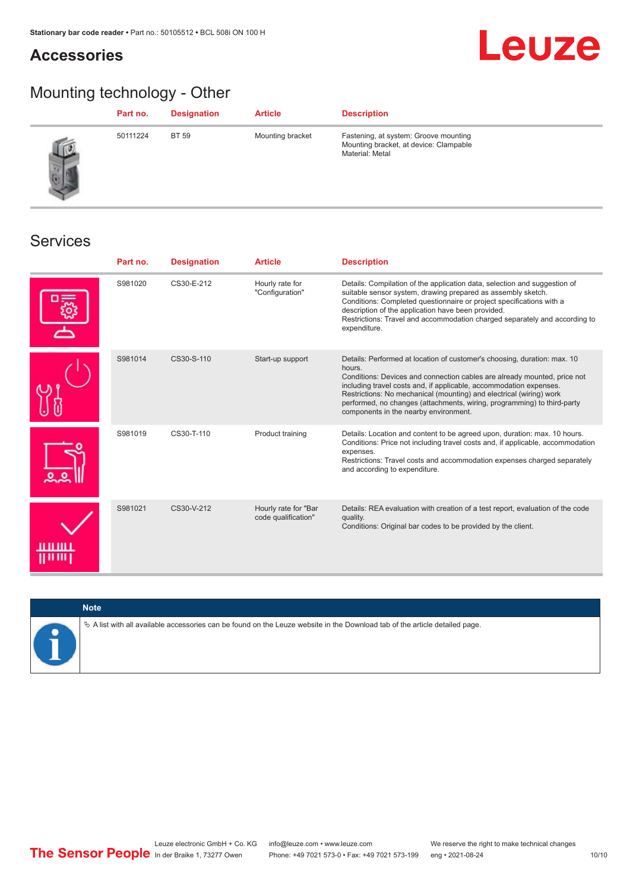## Accessories

### Mounting technology - Other

| Part no. | Designation | Article | Description |
|---|---|---|---|
| 50111224 | BT 59 | Mounting bracket | Fastening, at system: Groove mounting<br>Mounting bracket, at device: Clampable<br>Material: Metal |

### Services

| Part no. | Designation | Article | Description |
|---|---|---|---|
| S981020 | CS30-E-212 | Hourly rate for "Configuration" | Details: Compilation of the application data, selection and suggestion of suitable sensor system, drawing prepared as assembly sketch.<br>Conditions: Completed questionnaire or project specifications with a description of the application have been provided.<br>Restrictions: Travel and accommodation charged separately and according to expenditure. |
| S981014 | CS30-S-110 | Start-up support | Details: Performed at location of customer's choosing, duration: max. 10 hours.<br>Conditions: Devices and connection cables are already mounted, price not including travel costs and, if applicable, accommodation expenses.<br>Restrictions: No mechanical (mounting) and electrical (wiring) work performed, no changes (attachments, wiring, programming) to third-party components in the nearby environment. |
| S981019 | CS30-T-110 | Product training | Details: Location and content to be agreed upon, duration: max. 10 hours.<br>Conditions: Price not including travel costs and, if applicable, accommodation expenses.<br>Restrictions: Travel costs and accommodation expenses charged separately and according to expenditure. |
| S981021 | CS30-V-212 | Hourly rate for "Bar code qualification" | Details: REA evaluation with creation of a test report, evaluation of the code quality.<br>Conditions: Original bar codes to be provided by the client. |

**Note**

A list with all available accessories can be found on the Leuze website in the Download tab of the article detailed page.